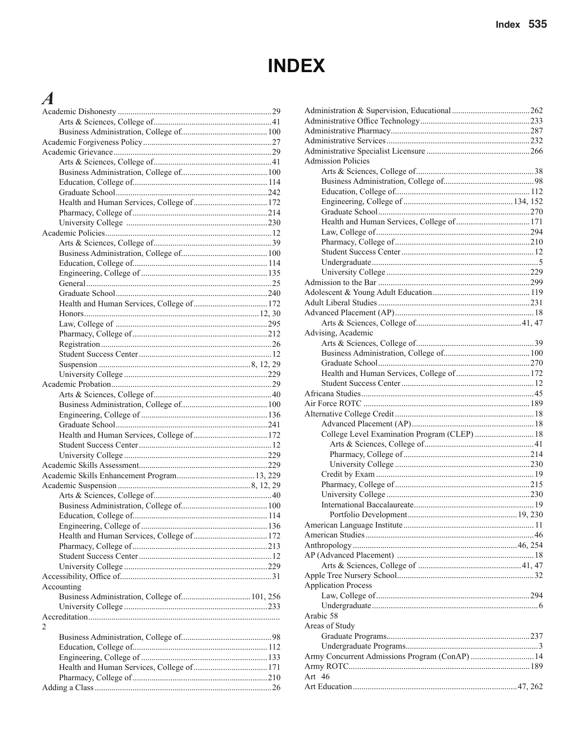# INDEX

## A

- Academic Dishonesty ... 29
  - Arts & Sciences, College of ... 41
  - Business Administration, College of ... 100
- Academic Forgiveness Policy ... 27
- Academic Grievance ... 29
  - Arts & Sciences, College of ... 41
  - Business Administration, College of ... 100
  - Education, College of ... 114
  - Graduate School ... 242
  - Health and Human Services, College of ... 172
  - Pharmacy, College of ... 214
  - University College ... 230
- Academic Policies ... 12
  - Arts & Sciences, College of ... 39
  - Business Administration, College of ... 100
  - Education, College of ... 114
  - Engineering, College of ... 135
  - General ... 25
  - Graduate School ... 240
  - Health and Human Services, College of ... 172
  - Honors ... 12, 30
  - Law, College of ... 295
  - Pharmacy, College of ... 212
  - Registration ... 26
  - Student Success Center ... 12
  - Suspension ... 8, 12, 29
  - University College ... 229
- Academic Probation ... 29
  - Arts & Sciences, College of ... 40
  - Business Administration, College of ... 100
  - Engineering, College of ... 136
  - Graduate School ... 241
  - Health and Human Services, College of ... 172
  - Student Success Center ... 12
  - University College ... 229
- Academic Skills Assessment ... 229
- Academic Skills Enhancement Program ... 13, 229
- Academic Suspension ... 8, 12, 29
  - Arts & Sciences, College of ... 40
  - Business Administration, College of ... 100
  - Education, College of ... 114
  - Engineering, College of ... 136
  - Health and Human Services, College of ... 172
  - Pharmacy, College of ... 213
  - Student Success Center ... 12
  - University College ... 229
- Accessibility, Office of ... 31
- Accounting
  - Business Administration, College of ... 101, 256
  - University College ... 233
- Accreditation ... 2
  - Business Administration, College of ... 98
  - Education, College of ... 112
  - Engineering, College of ... 133
  - Health and Human Services, College of ... 171
  - Pharmacy, College of ... 210
- Adding a Class ... 26
- Administration & Supervision, Educational ... 262
- Administrative Office Technology ... 233
- Administrative Pharmacy ... 287
- Administrative Services ... 232
- Administrative Specialist Licensure ... 266
- Admission Policies
  - Arts & Sciences, College of ... 38
  - Business Administration, College of ... 98
  - Education, College of ... 112
  - Engineering, College of ... 134, 152
  - Graduate School ... 270
  - Health and Human Services, College of ... 171
  - Law, College of ... 294
  - Pharmacy, College of ... 210
  - Student Success Center ... 12
  - Undergraduate ... 5
  - University College ... 229
- Admission to the Bar ... 299
- Adolescent & Young Adult Education ... 119
- Adult Liberal Studies ... 231
- Advanced Placement (AP) ... 18
  - Arts & Sciences, College of ... 41, 47
- Advising, Academic
  - Arts & Sciences, College of ... 39
  - Business Administration, College of ... 100
  - Graduate School ... 270
  - Health and Human Services, College of ... 172
  - Student Success Center ... 12
- Africana Studies ... 45
- Air Force ROTC ... 189
- Alternative College Credit ... 18
  - Advanced Placement (AP) ... 18
  - College Level Examination Program (CLEP) ... 18
    - Arts & Sciences, College of ... 41
    - Pharmacy, College of ... 214
    - University College ... 230
  - Credit by Exam ... 19
  - Pharmacy, College of ... 215
  - University College ... 230
  - International Baccalaureate ... 19
    - Portfolio Development ... 19, 230
- American Language Institute ... 11
- American Studies ... 46
- Anthropology ... 46, 254
- AP (Advanced Placement) ... 18
  - Arts & Sciences, College of ... 41, 47
- Apple Tree Nursery School ... 32
- Application Process
  - Law, College of ... 294
  - Undergraduate ... 6
- Arabic 58
- Areas of Study
  - Graduate Programs ... 237
  - Undergraduate Programs ... 3
- Army Concurrent Admissions Program (ConAP) ... 14
- Army ROTC ... 189
- Art 46
- Art Education ... 47, 262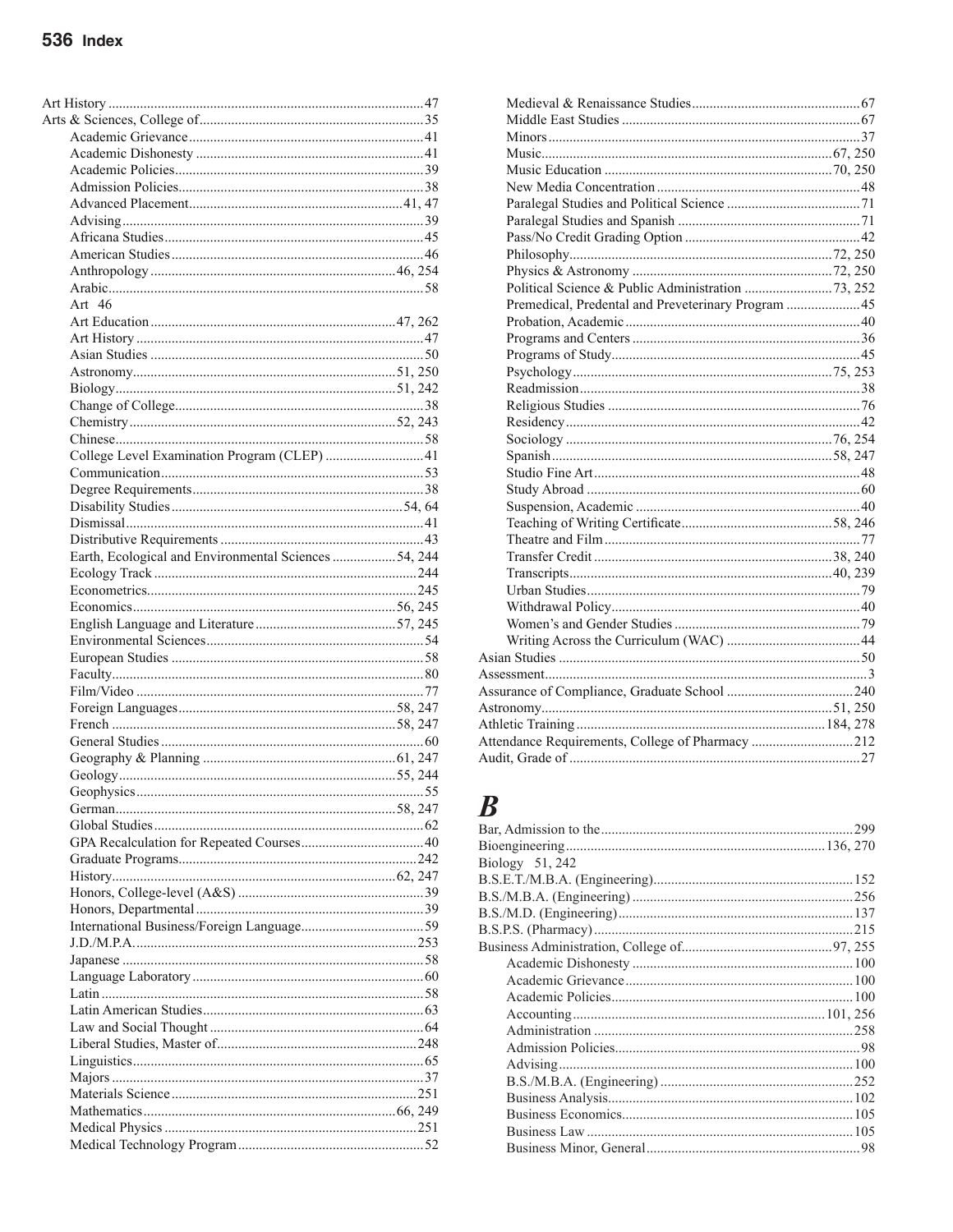Art History ..... 47
Arts & Sciences, College of ..... 35
- Academic Grievance ..... 41
- Academic Dishonesty ..... 41
- Academic Policies ..... 39
- Admission Policies ..... 38
- Advanced Placement ..... 41, 47
- Advising ..... 39
- Africana Studies ..... 45
- American Studies ..... 46
- Anthropology ..... 46, 254
- Arabic ..... 58
- Art 46
- Art Education ..... 47, 262
- Art History ..... 47
- Asian Studies ..... 50
- Astronomy ..... 51, 250
- Biology ..... 51, 242
- Change of College ..... 38
- Chemistry ..... 52, 243
- Chinese ..... 58
- College Level Examination Program (CLEP) ..... 41
- Communication ..... 53
- Degree Requirements ..... 38
- Disability Studies ..... 54, 64
- Dismissal ..... 41
- Distributive Requirements ..... 43
- Earth, Ecological and Environmental Sciences ..... 54, 244
- Ecology Track ..... 244
- Econometrics ..... 245
- Economics ..... 56, 245
- English Language and Literature ..... 57, 245
- Environmental Sciences ..... 54
- European Studies ..... 58
- Faculty ..... 80
- Film/Video ..... 77
- Foreign Languages ..... 58, 247
- French ..... 58, 247
- General Studies ..... 60
- Geography & Planning ..... 61, 247
- Geology ..... 55, 244
- Geophysics ..... 55
- German ..... 58, 247
- Global Studies ..... 62
- GPA Recalculation for Repeated Courses ..... 40
- Graduate Programs ..... 242
- History ..... 62, 247
- Honors, College-level (A&S) ..... 39
- Honors, Departmental ..... 39
- International Business/Foreign Language ..... 59
- J.D./M.P.A. ..... 253
- Japanese ..... 58
- Language Laboratory ..... 60
- Latin ..... 58
- Latin American Studies ..... 63
- Law and Social Thought ..... 64
- Liberal Studies, Master of ..... 248
- Linguistics ..... 65
- Majors ..... 37
- Materials Science ..... 251
- Mathematics ..... 66, 249
- Medical Physics ..... 251
- Medical Technology Program ..... 52
- Medieval & Renaissance Studies ..... 67
- Middle East Studies ..... 67
- Minors ..... 37
- Music ..... 67, 250
- Music Education ..... 70, 250
- New Media Concentration ..... 48
- Paralegal Studies and Political Science ..... 71
- Paralegal Studies and Spanish ..... 71
- Pass/No Credit Grading Option ..... 42
- Philosophy ..... 72, 250
- Physics & Astronomy ..... 72, 250
- Political Science & Public Administration ..... 73, 252
- Premedical, Predental and Preveterinary Program ..... 45
- Probation, Academic ..... 40
- Programs and Centers ..... 36
- Programs of Study ..... 45
- Psychology ..... 75, 253
- Readmission ..... 38
- Religious Studies ..... 76
- Residency ..... 42
- Sociology ..... 76, 254
- Spanish ..... 58, 247
- Studio Fine Art ..... 48
- Study Abroad ..... 60
- Suspension, Academic ..... 40
- Teaching of Writing Certificate ..... 58, 246
- Theatre and Film ..... 77
- Transfer Credit ..... 38, 240
- Transcripts ..... 40, 239
- Urban Studies ..... 79
- Withdrawal Policy ..... 40
- Women's and Gender Studies ..... 79
- Writing Across the Curriculum (WAC) ..... 44

Asian Studies ..... 50
Assessment ..... 3
Assurance of Compliance, Graduate School ..... 240
Astronomy ..... 51, 250
Athletic Training ..... 184, 278
Attendance Requirements, College of Pharmacy ..... 212
Audit, Grade of ..... 27

# B

Bar, Admission to the ..... 299
Bioengineering ..... 136, 270
Biology 51, 242
B.S.E.T./M.B.A. (Engineering) ..... 152
B.S./M.B.A. (Engineering) ..... 256
B.S./M.D. (Engineering) ..... 137
B.S.P.S. (Pharmacy) ..... 215
Business Administration, College of ..... 97, 255
- Academic Dishonesty ..... 100
- Academic Grievance ..... 100
- Academic Policies ..... 100
- Accounting ..... 101, 256
- Administration ..... 258
- Admission Policies ..... 98
- Advising ..... 100
- B.S./M.B.A. (Engineering) ..... 252
- Business Analysis ..... 102
- Business Economics ..... 105
- Business Law ..... 105
- Business Minor, General ..... 98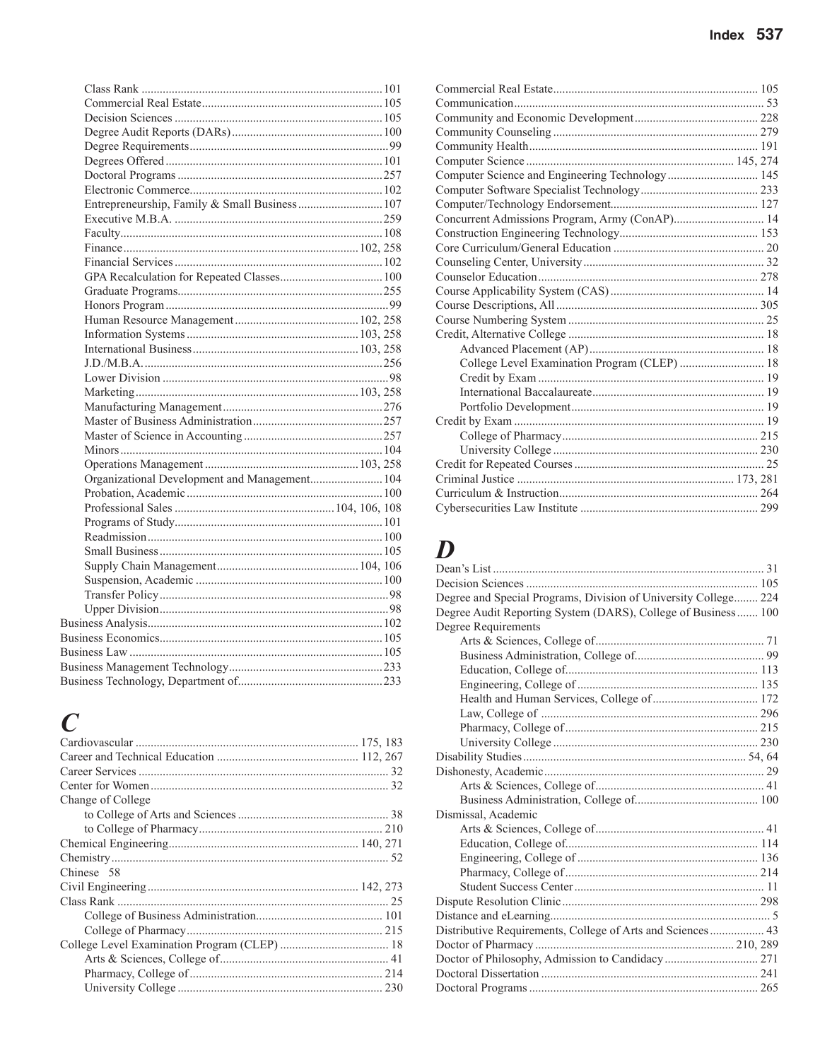Class Rank ... 101
Commercial Real Estate ... 105
Decision Sciences ... 105
Degree Audit Reports (DARs) ... 100
Degree Requirements ... 99
Degrees Offered ... 101
Doctoral Programs ... 257
Electronic Commerce ... 102
Entrepreneurship, Family & Small Business ... 107
Executive M.B.A. ... 259
Faculty ... 108
Finance ... 102, 258
Financial Services ... 102
GPA Recalculation for Repeated Classes ... 100
Graduate Programs ... 255
Honors Program ... 99
Human Resource Management ... 102, 258
Information Systems ... 103, 258
International Business ... 103, 258
J.D./M.B.A. ... 256
Lower Division ... 98
Marketing ... 103, 258
Manufacturing Management ... 276
Master of Business Administration ... 257
Master of Science in Accounting ... 257
Minors ... 104
Operations Management ... 103, 258
Organizational Development and Management ... 104
Probation, Academic ... 100
Professional Sales ... 104, 106, 108
Programs of Study ... 101
Readmission ... 100
Small Business ... 105
Supply Chain Management ... 104, 106
Suspension, Academic ... 100
Transfer Policy ... 98
Upper Division ... 98

Business Analysis ... 102
Business Economics ... 105
Business Law ... 105
Business Management Technology ... 233
Business Technology, Department of ... 233

## C

Cardiovascular ... 175, 183
Career and Technical Education ... 112, 267
Career Services ... 32
Center for Women ... 32
Change of College
- to College of Arts and Sciences ... 38
- to College of Pharmacy ... 210

Chemical Engineering ... 140, 271
Chemistry ... 52
Chinese 58
Civil Engineering ... 142, 273
Class Rank ... 25
- College of Business Administration ... 101
- College of Pharmacy ... 215

College Level Examination Program (CLEP) ... 18
- Arts & Sciences, College of ... 41
- Pharmacy, College of ... 214
- University College ... 230

Commercial Real Estate ... 105
Communication ... 53
Community and Economic Development ... 228
Community Counseling ... 279
Community Health ... 191
Computer Science ... 145, 274
Computer Science and Engineering Technology ... 145
Computer Software Specialist Technology ... 233
Computer/Technology Endorsement ... 127
Concurrent Admissions Program, Army (ConAP) ... 14
Construction Engineering Technology ... 153
Core Curriculum/General Education ... 20
Counseling Center, University ... 32
Counselor Education ... 278
Course Applicability System (CAS) ... 14
Course Descriptions, All ... 305
Course Numbering System ... 25
Credit, Alternative College ... 18
- Advanced Placement (AP) ... 18
- College Level Examination Program (CLEP) ... 18
- Credit by Exam ... 19
- International Baccalaureate ... 19
- Portfolio Development ... 19

Credit by Exam ... 19
- College of Pharmacy ... 215
- University College ... 230

Credit for Repeated Courses ... 25
Criminal Justice ... 173, 281
Curriculum & Instruction ... 264
Cybersecurities Law Institute ... 299

## D

Dean's List ... 31
Decision Sciences ... 105
Degree and Special Programs, Division of University College ... 224
Degree Audit Reporting System (DARS), College of Business ... 100
Degree Requirements
- Arts & Sciences, College of ... 71
- Business Administration, College of ... 99
- Education, College of ... 113
- Engineering, College of ... 135
- Health and Human Services, College of ... 172
- Law, College of ... 296
- Pharmacy, College of ... 215
- University College ... 230

Disability Studies ... 54, 64
Dishonesty, Academic ... 29
- Arts & Sciences, College of ... 41
- Business Administration, College of ... 100

Dismissal, Academic
- Arts & Sciences, College of ... 41
- Education, College of ... 114
- Engineering, College of ... 136
- Pharmacy, College of ... 214
- Student Success Center ... 11

Dispute Resolution Clinic ... 298
Distance and eLearning ... 5
Distributive Requirements, College of Arts and Sciences ... 43
Doctor of Pharmacy ... 210, 289
Doctor of Philosophy, Admission to Candidacy ... 271
Doctoral Dissertation ... 241
Doctoral Programs ... 265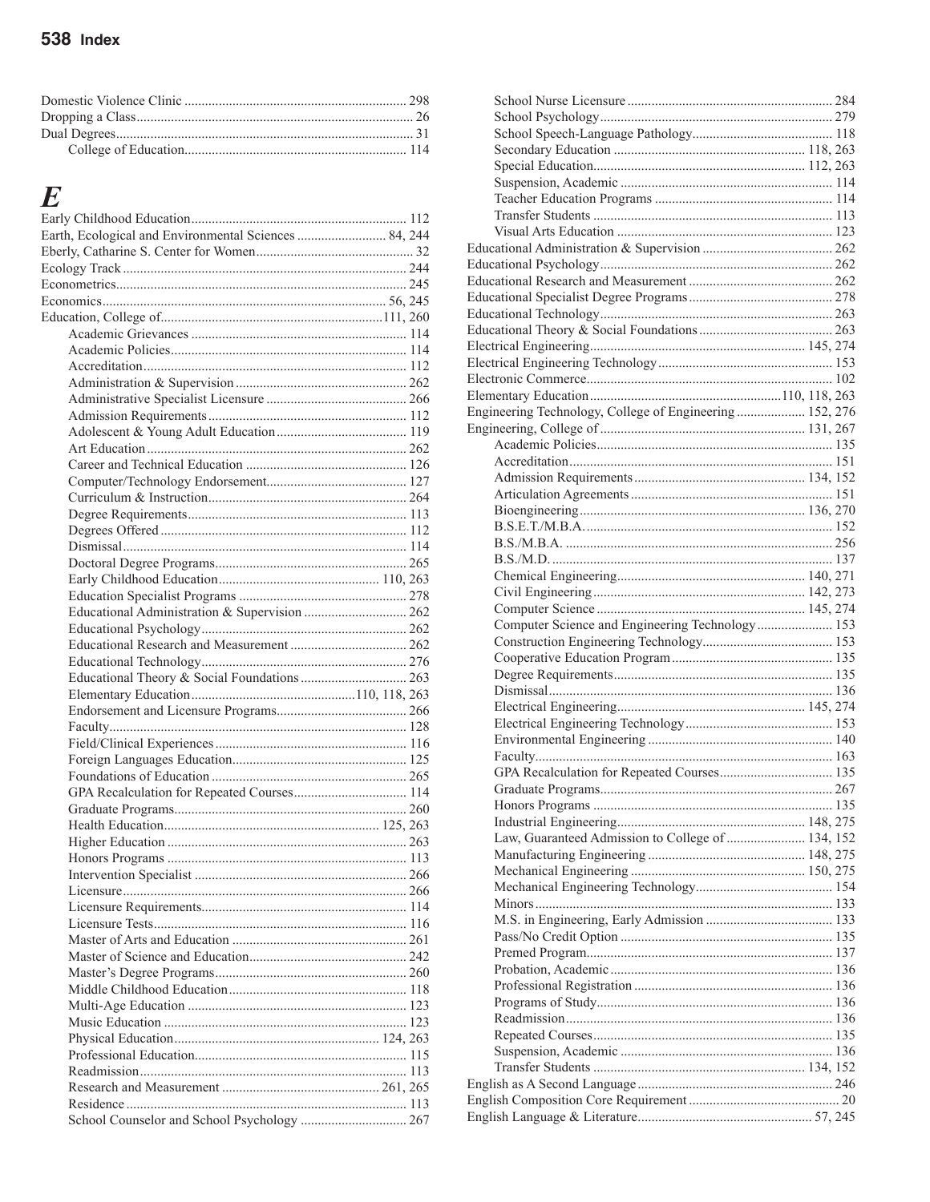Domestic Violence Clinic ........ 298
Dropping a Class ........ 26
Dual Degrees ........ 31
- College of Education ........ 114

## E

Early Childhood Education ........ 112
Earth, Ecological and Environmental Sciences ........ 84, 244
Eberly, Catharine S. Center for Women ........ 32
Ecology Track ........ 244
Econometrics ........ 245
Economics ........ 56, 245
Education, College of ........ 111, 260
- Academic Grievances ........ 114
- Academic Policies ........ 114
- Accreditation ........ 112
- Administration & Supervision ........ 262
- Administrative Specialist Licensure ........ 266
- Admission Requirements ........ 112
- Adolescent & Young Adult Education ........ 119
- Art Education ........ 262
- Career and Technical Education ........ 126
- Computer/Technology Endorsement ........ 127
- Curriculum & Instruction ........ 264
- Degree Requirements ........ 113
- Degrees Offered ........ 112
- Dismissal ........ 114
- Doctoral Degree Programs ........ 265
- Early Childhood Education ........ 110, 263
- Education Specialist Programs ........ 278
- Educational Administration & Supervision ........ 262
- Educational Psychology ........ 262
- Educational Research and Measurement ........ 262
- Educational Technology ........ 276
- Educational Theory & Social Foundations ........ 263
- Elementary Education ........ 110, 118, 263
- Endorsement and Licensure Programs ........ 266
- Faculty ........ 128
- Field/Clinical Experiences ........ 116
- Foreign Languages Education ........ 125
- Foundations of Education ........ 265
- GPA Recalculation for Repeated Courses ........ 114
- Graduate Programs ........ 260
- Health Education ........ 125, 263
- Higher Education ........ 263
- Honors Programs ........ 113
- Intervention Specialist ........ 266
- Licensure ........ 266
- Licensure Requirements ........ 114
- Licensure Tests ........ 116
- Master of Arts and Education ........ 261
- Master of Science and Education ........ 242
- Master's Degree Programs ........ 260
- Middle Childhood Education ........ 118
- Multi-Age Education ........ 123
- Music Education ........ 123
- Physical Education ........ 124, 263
- Professional Education ........ 115
- Readmission ........ 113
- Research and Measurement ........ 261, 265
- Residence ........ 113
- School Counselor and School Psychology ........ 267
- School Nurse Licensure ........ 284
- School Psychology ........ 279
- School Speech-Language Pathology ........ 118
- Secondary Education ........ 118, 263
- Special Education ........ 112, 263
- Suspension, Academic ........ 114
- Teacher Education Programs ........ 114
- Transfer Students ........ 113
- Visual Arts Education ........ 123

Educational Administration & Supervision ........ 262
Educational Psychology ........ 262
Educational Research and Measurement ........ 262
Educational Specialist Degree Programs ........ 278
Educational Technology ........ 263
Educational Theory & Social Foundations ........ 263
Electrical Engineering ........ 145, 274
Electrical Engineering Technology ........ 153
Electronic Commerce ........ 102
Elementary Education ........ 110, 118, 263
Engineering Technology, College of Engineering ........ 152, 276
Engineering, College of ........ 131, 267
- Academic Policies ........ 135
- Accreditation ........ 151
- Admission Requirements ........ 134, 152
- Articulation Agreements ........ 151
- Bioengineering ........ 136, 270
- B.S.E.T./M.B.A. ........ 152
- B.S./M.B.A. ........ 256
- B.S./M.D. ........ 137
- Chemical Engineering ........ 140, 271
- Civil Engineering ........ 142, 273
- Computer Science ........ 145, 274
- Computer Science and Engineering Technology ........ 153
- Construction Engineering Technology ........ 153
- Cooperative Education Program ........ 135
- Degree Requirements ........ 135
- Dismissal ........ 136
- Electrical Engineering ........ 145, 274
- Electrical Engineering Technology ........ 153
- Environmental Engineering ........ 140
- Faculty ........ 163
- GPA Recalculation for Repeated Courses ........ 135
- Graduate Programs ........ 267
- Honors Programs ........ 135
- Industrial Engineering ........ 148, 275
- Law, Guaranteed Admission to College of ........ 134, 152
- Manufacturing Engineering ........ 148, 275
- Mechanical Engineering ........ 150, 275
- Mechanical Engineering Technology ........ 154
- Minors ........ 133
- M.S. in Engineering, Early Admission ........ 133
- Pass/No Credit Option ........ 135
- Premed Program ........ 137
- Probation, Academic ........ 136
- Professional Registration ........ 136
- Programs of Study ........ 136
- Readmission ........ 136
- Repeated Courses ........ 135
- Suspension, Academic ........ 136
- Transfer Students ........ 134, 152

English as A Second Language ........ 246
English Composition Core Requirement ........ 20
English Language & Literature ........ 57, 245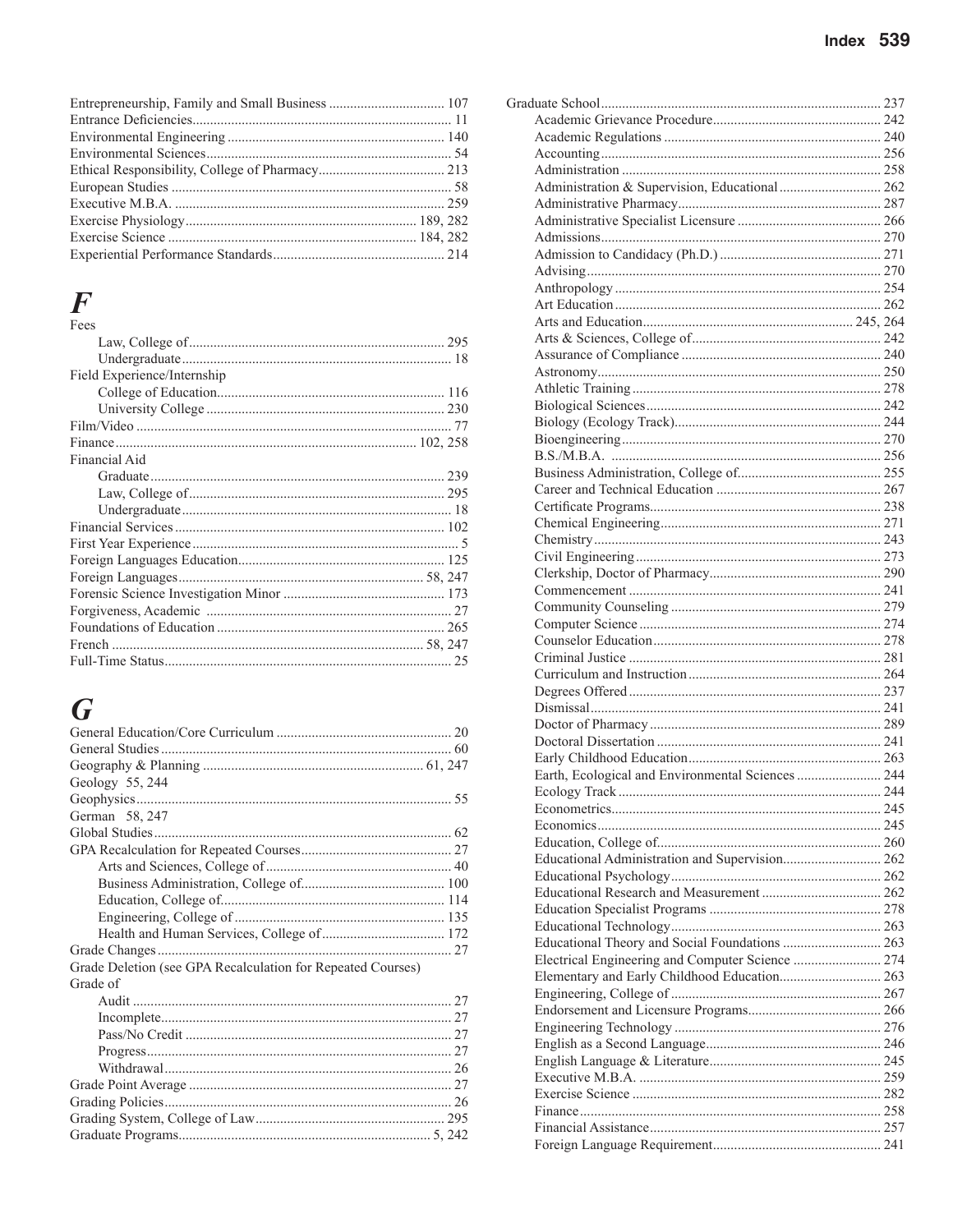Entrepreneurship, Family and Small Business ........ 107
Entrance Deficiencies ........ 11
Environmental Engineering ........ 140
Environmental Sciences ........ 54
Ethical Responsibility, College of Pharmacy ........ 213
European Studies ........ 58
Executive M.B.A. ........ 259
Exercise Physiology ........ 189, 282
Exercise Science ........ 184, 282
Experiential Performance Standards ........ 214

## F

Fees
- Law, College of ........ 295
- Undergraduate ........ 18

Field Experience/Internship
- College of Education ........ 116
- University College ........ 230

Film/Video ........ 77
Finance ........ 102, 258
Financial Aid
- Graduate ........ 239
- Law, College of ........ 295
- Undergraduate ........ 18

Financial Services ........ 102
First Year Experience ........ 5
Foreign Languages Education ........ 125
Foreign Languages ........ 58, 247
Forensic Science Investigation Minor ........ 173
Forgiveness, Academic ........ 27
Foundations of Education ........ 265
French ........ 58, 247
Full-Time Status ........ 25

## G

General Education/Core Curriculum ........ 20
General Studies ........ 60
Geography & Planning ........ 61, 247
Geology 55, 244
Geophysics ........ 55
German 58, 247
Global Studies ........ 62
GPA Recalculation for Repeated Courses ........ 27
- Arts and Sciences, College of ........ 40
- Business Administration, College of ........ 100
- Education, College of ........ 114
- Engineering, College of ........ 135
- Health and Human Services, College of ........ 172

Grade Changes ........ 27
Grade Deletion (see GPA Recalculation for Repeated Courses)
Grade of
- Audit ........ 27
- Incomplete ........ 27
- Pass/No Credit ........ 27
- Progress ........ 27
- Withdrawal ........ 26

Grade Point Average ........ 27
Grading Policies ........ 26
Grading System, College of Law ........ 295
Graduate Programs ........ 5, 242

Graduate School ........ 237
- Academic Grievance Procedure ........ 242
- Academic Regulations ........ 240
- Accounting ........ 256
- Administration ........ 258
- Administration & Supervision, Educational ........ 262
- Administrative Pharmacy ........ 287
- Administrative Specialist Licensure ........ 266
- Admissions ........ 270
- Admission to Candidacy (Ph.D.) ........ 271
- Advising ........ 270
- Anthropology ........ 254
- Art Education ........ 262
- Arts and Education ........ 245, 264
- Arts & Sciences, College of ........ 242
- Assurance of Compliance ........ 240
- Astronomy ........ 250
- Athletic Training ........ 278
- Biological Sciences ........ 242
- Biology (Ecology Track) ........ 244
- Bioengineering ........ 270
- B.S./M.B.A. ........ 256
- Business Administration, College of ........ 255
- Career and Technical Education ........ 267
- Certificate Programs ........ 238
- Chemical Engineering ........ 271
- Chemistry ........ 243
- Civil Engineering ........ 273
- Clerkship, Doctor of Pharmacy ........ 290
- Commencement ........ 241
- Community Counseling ........ 279
- Computer Science ........ 274
- Counselor Education ........ 278
- Criminal Justice ........ 281
- Curriculum and Instruction ........ 264
- Degrees Offered ........ 237
- Dismissal ........ 241
- Doctor of Pharmacy ........ 289
- Doctoral Dissertation ........ 241
- Early Childhood Education ........ 263
- Earth, Ecological and Environmental Sciences ........ 244
- Ecology Track ........ 244
- Econometrics ........ 245
- Economics ........ 245
- Education, College of ........ 260
- Educational Administration and Supervision ........ 262
- Educational Psychology ........ 262
- Educational Research and Measurement ........ 262
- Education Specialist Programs ........ 278
- Educational Technology ........ 263
- Educational Theory and Social Foundations ........ 263
- Electrical Engineering and Computer Science ........ 274
- Elementary and Early Childhood Education ........ 263
- Engineering, College of ........ 267
- Endorsement and Licensure Programs ........ 266
- Engineering Technology ........ 276
- English as a Second Language ........ 246
- English Language & Literature ........ 245
- Executive M.B.A. ........ 259
- Exercise Science ........ 282
- Finance ........ 258
- Financial Assistance ........ 257
- Foreign Language Requirement ........ 241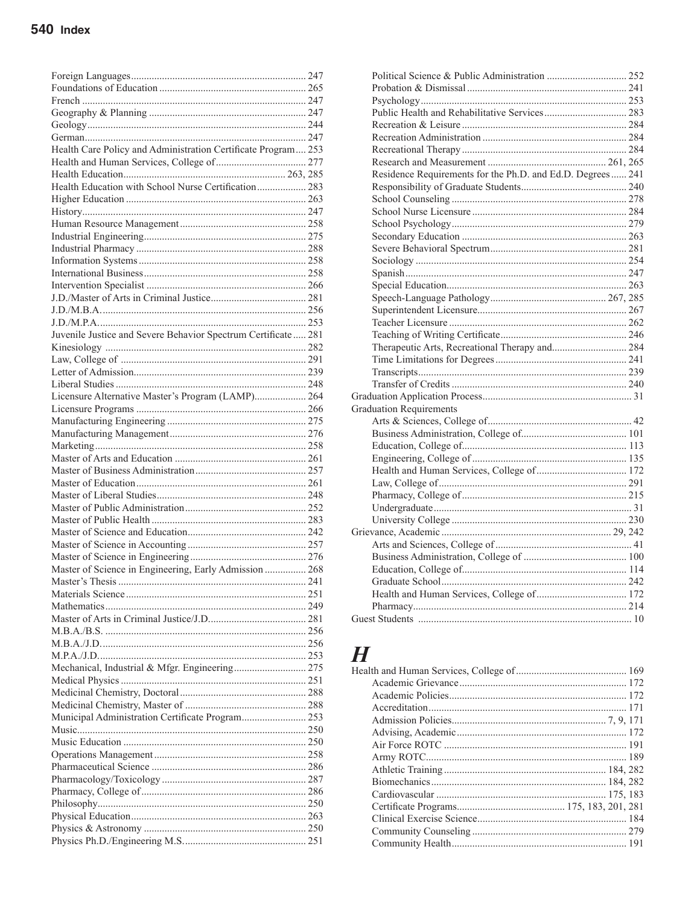Foreign Languages ... 247
Foundations of Education ... 265
French ... 247
Geography & Planning ... 247
Geology ... 244
German ... 247
Health Care Policy and Administration Certificate Program ... 253
Health and Human Services, College of ... 277
Health Education ... 263, 285
Health Education with School Nurse Certification ... 283
Higher Education ... 263
History ... 247
Human Resource Management ... 258
Industrial Engineering ... 275
Industrial Pharmacy ... 288
Information Systems ... 258
International Business ... 258
Intervention Specialist ... 266
J.D./Master of Arts in Criminal Justice ... 281
J.D./M.B.A. ... 256
J.D./M.P.A. ... 253
Juvenile Justice and Severe Behavior Spectrum Certificate ... 281
Kinesiology ... 282
Law, College of ... 291
Letter of Admission ... 239
Liberal Studies ... 248
Licensure Alternative Master's Program (LAMP) ... 264
Licensure Programs ... 266
Manufacturing Engineering ... 275
Manufacturing Management ... 276
Marketing ... 258
Master of Arts and Education ... 261
Master of Business Administration ... 257
Master of Education ... 261
Master of Liberal Studies ... 248
Master of Public Administration ... 252
Master of Public Health ... 283
Master of Science and Education ... 242
Master of Science in Accounting ... 257
Master of Science in Engineering ... 276
Master of Science in Engineering, Early Admission ... 268
Master's Thesis ... 241
Materials Science ... 251
Mathematics ... 249
Master of Arts in Criminal Justice/J.D. ... 281
M.B.A./B.S. ... 256
M.B.A./J.D. ... 256
M.P.A./J.D. ... 253
Mechanical, Industrial & Mfgr. Engineering ... 275
Medical Physics ... 251
Medicinal Chemistry, Doctoral ... 288
Medicinal Chemistry, Master of ... 288
Municipal Administration Certificate Program ... 253
Music ... 250
Music Education ... 250
Operations Management ... 258
Pharmaceutical Science ... 286
Pharmacology/Toxicology ... 287
Pharmacy, College of ... 286
Philosophy ... 250
Physical Education ... 263
Physics & Astronomy ... 250
Physics Ph.D./Engineering M.S. ... 251
Political Science & Public Administration ... 252
Probation & Dismissal ... 241
Psychology ... 253
Public Health and Rehabilitative Services ... 283
Recreation & Leisure ... 284
Recreation Administration ... 284
Recreational Therapy ... 284
Research and Measurement ... 261, 265
Residence Requirements for the Ph.D. and Ed.D. Degrees ... 241
Responsibility of Graduate Students ... 240
School Counseling ... 278
School Nurse Licensure ... 284
School Psychology ... 279
Secondary Education ... 263
Severe Behavioral Spectrum ... 281
Sociology ... 254
Spanish ... 247
Special Education ... 263
Speech-Language Pathology ... 267, 285
Superintendent Licensure ... 267
Teacher Licensure ... 262
Teaching of Writing Certificate ... 246
Therapeutic Arts, Recreational Therapy and ... 284
Time Limitations for Degrees ... 241
Transcripts ... 239
Transfer of Credits ... 240

Graduation Application Process ... 31

Graduation Requirements
- Arts & Sciences, College of ... 42
- Business Administration, College of ... 101
- Education, College of ... 113
- Engineering, College of ... 135
- Health and Human Services, College of ... 172
- Law, College of ... 291
- Pharmacy, College of ... 215
- Undergraduate ... 31
- University College ... 230

Grievance, Academic ... 29, 242
- Arts and Sciences, College of ... 41
- Business Administration, College of ... 100
- Education, College of ... 114
- Graduate School ... 242
- Health and Human Services, College of ... 172
- Pharmacy ... 214

Guest Students ... 10

# H

Health and Human Services, College of ... 169
- Academic Grievance ... 172
- Academic Policies ... 172
- Accreditation ... 171
- Admission Policies ... 7, 9, 171
- Advising, Academic ... 172
- Air Force ROTC ... 191
- Army ROTC ... 189
- Athletic Training ... 184, 282
- Biomechanics ... 184, 282
- Cardiovascular ... 175, 183
- Certificate Programs ... 175, 183, 201, 281
- Clinical Exercise Science ... 184
- Community Counseling ... 279
- Community Health ... 191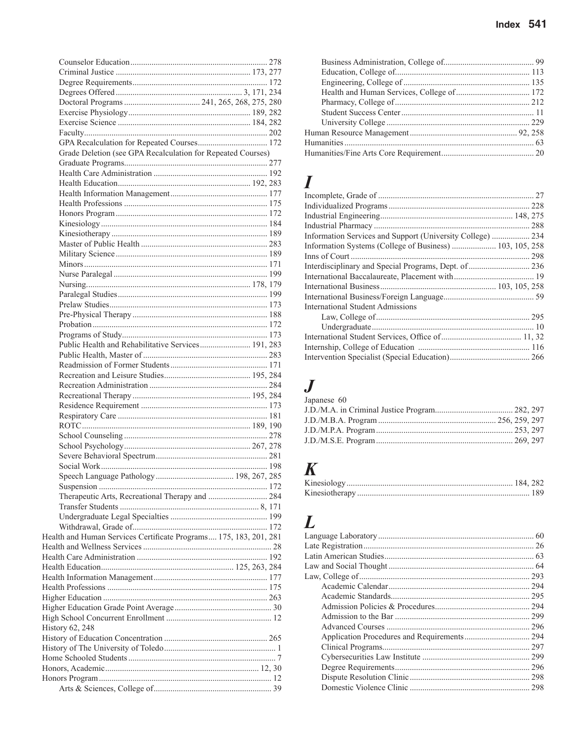- Counselor Education ... 278
- Criminal Justice ... 173, 277
- Degree Requirements ... 172
- Degrees Offered ... 3, 171, 234
- Doctoral Programs ... 241, 265, 268, 275, 280
- Exercise Physiology ... 189, 282
- Exercise Science ... 184, 282
- Faculty ... 202
- GPA Recalculation for Repeated Courses ... 172
- Grade Deletion (see GPA Recalculation for Repeated Courses)
- Graduate Programs ... 277
- Health Care Administration ... 192
- Health Education ... 192, 283
- Health Information Management ... 177
- Health Professions ... 175
- Honors Program ... 172
- Kinesiology ... 184
- Kinesiotherapy ... 189
- Master of Public Health ... 283
- Military Science ... 189
- Minors ... 171
- Nurse Paralegal ... 199
- Nursing ... 178, 179
- Paralegal Studies ... 199
- Prelaw Studies ... 173
- Pre-Physical Therapy ... 188
- Probation ... 172
- Programs of Study ... 173
- Public Health and Rehabilitative Services ... 191, 283
- Public Health, Master of ... 283
- Readmission of Former Students ... 171
- Recreation and Leisure Studies ... 195, 284
- Recreation Administration ... 284
- Recreational Therapy ... 195, 284
- Residence Requirement ... 173
- Respiratory Care ... 181
- ROTC ... 189, 190
- School Counseling ... 278
- School Psychology ... 267, 278
- Severe Behavioral Spectrum ... 281
- Social Work ... 198
- Speech Language Pathology ... 198, 267, 285
- Suspension ... 172
- Therapeutic Arts, Recreational Therapy and ... 284
- Transfer Students ... 8, 171
- Undergraduate Legal Specialties ... 199
- Withdrawal, Grade of ... 172

Health and Human Services Certificate Programs ... 175, 183, 201, 281
Health and Wellness Services ... 28
Health Care Administration ... 192
Health Education ... 125, 263, 284
Health Information Management ... 177
Health Professions ... 175
Higher Education ... 263
Higher Education Grade Point Average ... 30
High School Concurrent Enrollment ... 12
History 62, 248
History of Education Concentration ... 265
History of The University of Toledo ... 1
Home Schooled Students ... 7
Honors, Academic ... 12, 30
Honors Program ... 12

- Arts & Sciences, College of ... 39
- Business Administration, College of ... 99
- Education, College of ... 113
- Engineering, College of ... 135
- Health and Human Services, College of ... 172
- Pharmacy, College of ... 212
- Student Success Center ... 11
- University College ... 229

Human Resource Management ... 92, 258
Humanities ... 63
Humanities/Fine Arts Core Requirement ... 20

# *I*

Incomplete, Grade of ... 27
Individualized Programs ... 228
Industrial Engineering ... 148, 275
Industrial Pharmacy ... 288
Information Services and Support (University College) ... 234
Information Systems (College of Business) ... 103, 105, 258
Inns of Court ... 298
Interdisciplinary and Special Programs, Dept. of ... 236
International Baccalaureate, Placement with ... 19
International Business ... 103, 105, 258
International Business/Foreign Language ... 59
International Student Admissions

- Law, College of ... 295
- Undergraduate ... 10

International Student Services, Office of ... 11, 32
Internship, College of Education ... 116
Intervention Specialist (Special Education) ... 266

# *J*

Japanese 60
J.D./M.A. in Criminal Justice Program ... 282, 297
J.D./M.B.A. Program ... 256, 259, 297
J.D./M.P.A. Program ... 253, 297
J.D./M.S.E. Program ... 269, 297

# *K*

Kinesiology ... 184, 282
Kinesiotherapy ... 189

# *L*

Language Laboratory ... 60
Late Registration ... 26
Latin American Studies ... 63
Law and Social Thought ... 64
Law, College of ... 293

- Academic Calendar ... 294
- Academic Standards ... 295
- Admission Policies & Procedures ... 294
- Admission to the Bar ... 299
- Advanced Courses ... 296
- Application Procedures and Requirements ... 294
- Clinical Programs ... 297
- Cybersecurities Law Institute ... 299
- Degree Requirements ... 296
- Dispute Resolution Clinic ... 298
- Domestic Violence Clinic ... 298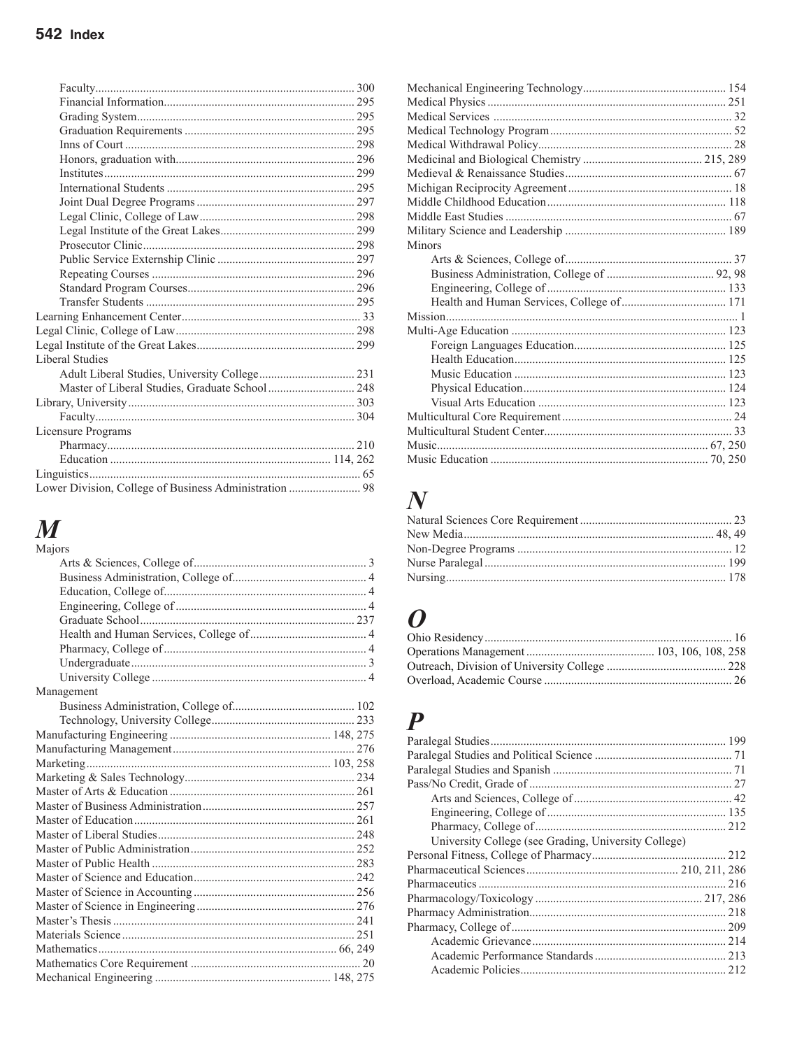- Faculty ... 300
- Financial Information ... 295
- Grading System ... 295
- Graduation Requirements ... 295
- Inns of Court ... 298
- Honors, graduation with ... 296
- Institutes ... 299
- International Students ... 295
- Joint Dual Degree Programs ... 297
- Legal Clinic, College of Law ... 298
- Legal Institute of the Great Lakes ... 299
- Prosecutor Clinic ... 298
- Public Service Externship Clinic ... 297
- Repeating Courses ... 296
- Standard Program Courses ... 296
- Transfer Students ... 295

Learning Enhancement Center ... 33
Legal Clinic, College of Law ... 298
Legal Institute of the Great Lakes ... 299
Liberal Studies
- Adult Liberal Studies, University College ... 231
- Master of Liberal Studies, Graduate School ... 248

Library, University ... 303
- Faculty ... 304

Licensure Programs
- Pharmacy ... 210
- Education ... 114, 262

Linguistics ... 65
Lower Division, College of Business Administration ... 98

# M

Majors
- Arts & Sciences, College of ... 3
- Business Administration, College of ... 4
- Education, College of ... 4
- Engineering, College of ... 4
- Graduate School ... 237
- Health and Human Services, College of ... 4
- Pharmacy, College of ... 4
- Undergraduate ... 3
- University College ... 4

Management
- Business Administration, College of ... 102
- Technology, University College ... 233

Manufacturing Engineering ... 148, 275
Manufacturing Management ... 276
Marketing ... 103, 258
Marketing & Sales Technology ... 234
Master of Arts & Education ... 261
Master of Business Administration ... 257
Master of Education ... 261
Master of Liberal Studies ... 248
Master of Public Administration ... 252
Master of Public Health ... 283
Master of Science and Education ... 242
Master of Science in Accounting ... 256
Master of Science in Engineering ... 276
Master's Thesis ... 241
Materials Science ... 251
Mathematics ... 66, 249
Mathematics Core Requirement ... 20
Mechanical Engineering ... 148, 275
Mechanical Engineering Technology ... 154
Medical Physics ... 251
Medical Services ... 32
Medical Technology Program ... 52
Medical Withdrawal Policy ... 28
Medicinal and Biological Chemistry ... 215, 289
Medieval & Renaissance Studies ... 67
Michigan Reciprocity Agreement ... 18
Middle Childhood Education ... 118
Middle East Studies ... 67
Military Science and Leadership ... 189
Minors
- Arts & Sciences, College of ... 37
- Business Administration, College of ... 92, 98
- Engineering, College of ... 133
- Health and Human Services, College of ... 171

Mission ... 1
Multi-Age Education ... 123
- Foreign Languages Education ... 125
- Health Education ... 125
- Music Education ... 123
- Physical Education ... 124
- Visual Arts Education ... 123

Multicultural Core Requirement ... 24
Multicultural Student Center ... 33
Music ... 67, 250
Music Education ... 70, 250

# N

Natural Sciences Core Requirement ... 23
New Media ... 48, 49
Non-Degree Programs ... 12
Nurse Paralegal ... 199
Nursing ... 178

# O

Ohio Residency ... 16
Operations Management ... 103, 106, 108, 258
Outreach, Division of University College ... 228
Overload, Academic Course ... 26

# P

Paralegal Studies ... 199
Paralegal Studies and Political Science ... 71
Paralegal Studies and Spanish ... 71
Pass/No Credit, Grade of ... 27
- Arts and Sciences, College of ... 42
- Engineering, College of ... 135
- Pharmacy, College of ... 212
- University College (see Grading, University College)

Personal Fitness, College of Pharmacy ... 212
Pharmaceutical Sciences ... 210, 211, 286
Pharmaceutics ... 216
Pharmacology/Toxicology ... 217, 286
Pharmacy Administration ... 218
Pharmacy, College of ... 209
- Academic Grievance ... 214
- Academic Performance Standards ... 213
- Academic Policies ... 212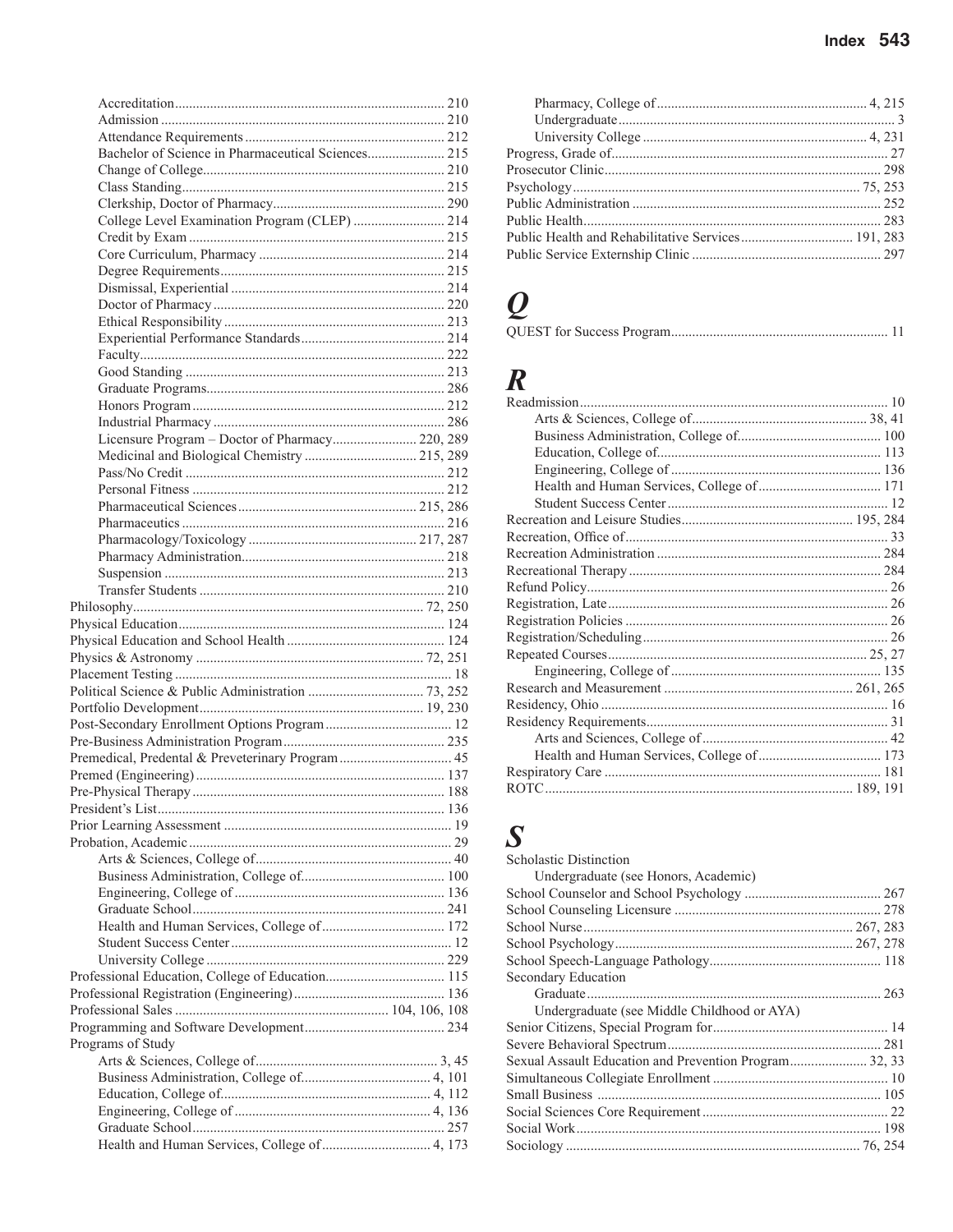- Accreditation ... 210
- Admission ... 210
- Attendance Requirements ... 212
- Bachelor of Science in Pharmaceutical Sciences ... 215
- Change of College ... 210
- Class Standing ... 215
- Clerkship, Doctor of Pharmacy ... 290
- College Level Examination Program (CLEP) ... 214
- Credit by Exam ... 215
- Core Curriculum, Pharmacy ... 214
- Degree Requirements ... 215
- Dismissal, Experiential ... 214
- Doctor of Pharmacy ... 220
- Ethical Responsibility ... 213
- Experiential Performance Standards ... 214
- Faculty ... 222
- Good Standing ... 213
- Graduate Programs ... 286
- Honors Program ... 212
- Industrial Pharmacy ... 286
- Licensure Program – Doctor of Pharmacy ... 220, 289
- Medicinal and Biological Chemistry ... 215, 289
- Pass/No Credit ... 212
- Personal Fitness ... 212
- Pharmaceutical Sciences ... 215, 286
- Pharmaceutics ... 216
- Pharmacology/Toxicology ... 217, 287
- Pharmacy Administration ... 218
- Suspension ... 213
- Transfer Students ... 210

Philosophy ... 72, 250
Physical Education ... 124
Physical Education and School Health ... 124
Physics & Astronomy ... 72, 251
Placement Testing ... 18
Political Science & Public Administration ... 73, 252
Portfolio Development ... 19, 230
Post-Secondary Enrollment Options Program ... 12
Pre-Business Administration Program ... 235
Premedical, Predental & Preveterinary Program ... 45
Premed (Engineering) ... 137
Pre-Physical Therapy ... 188
President's List ... 136
Prior Learning Assessment ... 19
Probation, Academic ... 29

- Arts & Sciences, College of ... 40
- Business Administration, College of ... 100
- Engineering, College of ... 136
- Graduate School ... 241
- Health and Human Services, College of ... 172
- Student Success Center ... 12
- University College ... 229

Professional Education, College of Education ... 115
Professional Registration (Engineering) ... 136
Professional Sales ... 104, 106, 108
Programming and Software Development ... 234
Programs of Study

- Arts & Sciences, College of ... 3, 45
- Business Administration, College of ... 4, 101
- Education, College of ... 4, 112
- Engineering, College of ... 4, 136
- Graduate School ... 257
- Health and Human Services, College of ... 4, 173
- Pharmacy, College of ... 4, 215
- Undergraduate ... 3
- University College ... 4, 231

Progress, Grade of ... 27
Prosecutor Clinic ... 298
Psychology ... 75, 253
Public Administration ... 252
Public Health ... 283
Public Health and Rehabilitative Services ... 191, 283
Public Service Externship Clinic ... 297

## *Q*

QUEST for Success Program ... 11

## *R*

Readmission ... 10

- Arts & Sciences, College of ... 38, 41
- Business Administration, College of ... 100
- Education, College of ... 113
- Engineering, College of ... 136
- Health and Human Services, College of ... 171
- Student Success Center ... 12

Recreation and Leisure Studies ... 195, 284
Recreation, Office of ... 33
Recreation Administration ... 284
Recreational Therapy ... 284
Refund Policy ... 26
Registration, Late ... 26
Registration Policies ... 26
Registration/Scheduling ... 26
Repeated Courses ... 25, 27

- Engineering, College of ... 135

Research and Measurement ... 261, 265
Residency, Ohio ... 16
Residency Requirements ... 31

- Arts and Sciences, College of ... 42
- Health and Human Services, College of ... 173

Respiratory Care ... 181
ROTC ... 189, 191

## *S*

Scholastic Distinction

- Undergraduate (see Honors, Academic)

School Counselor and School Psychology ... 267
School Counseling Licensure ... 278
School Nurse ... 267, 283
School Psychology ... 267, 278
School Speech-Language Pathology ... 118
Secondary Education

- Graduate ... 263
- Undergraduate (see Middle Childhood or AYA)

Senior Citizens, Special Program for ... 14
Severe Behavioral Spectrum ... 281
Sexual Assault Education and Prevention Program ... 32, 33
Simultaneous Collegiate Enrollment ... 10
Small Business ... 105
Social Sciences Core Requirement ... 22
Social Work ... 198
Sociology ... 76, 254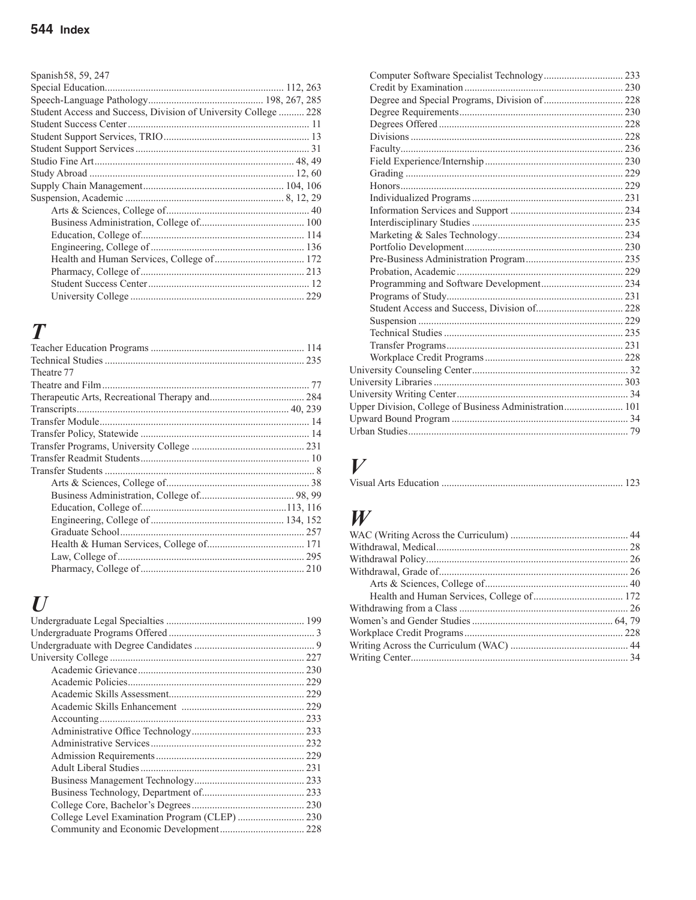Spanish 58, 59, 247
Special Education ..... 112, 263
Speech-Language Pathology ..... 198, 267, 285
Student Access and Success, Division of University College ..... 228
Student Success Center ..... 11
Student Support Services, TRIO ..... 13
Student Support Services ..... 31
Studio Fine Art ..... 48, 49
Study Abroad ..... 12, 60
Supply Chain Management ..... 104, 106
Suspension, Academic ..... 8, 12, 29
- Arts & Sciences, College of ..... 40
- Business Administration, College of ..... 100
- Education, College of ..... 114
- Engineering, College of ..... 136
- Health and Human Services, College of ..... 172
- Pharmacy, College of ..... 213
- Student Success Center ..... 12
- University College ..... 229

# T

Teacher Education Programs ..... 114
Technical Studies ..... 235
Theatre 77
Theatre and Film ..... 77
Therapeutic Arts, Recreational Therapy and ..... 284
Transcripts ..... 40, 239
Transfer Module ..... 14
Transfer Policy, Statewide ..... 14
Transfer Programs, University College ..... 231
Transfer Readmit Students ..... 10
Transfer Students ..... 8
- Arts & Sciences, College of ..... 38
- Business Administration, College of ..... 98, 99
- Education, College of ..... 113, 116
- Engineering, College of ..... 134, 152
- Graduate School ..... 257
- Health & Human Services, College of ..... 171
- Law, College of ..... 295
- Pharmacy, College of ..... 210

# U

Undergraduate Legal Specialties ..... 199
Undergraduate Programs Offered ..... 3
Undergraduate with Degree Candidates ..... 9
University College ..... 227
- Academic Grievance ..... 230
- Academic Policies ..... 229
- Academic Skills Assessment ..... 229
- Academic Skills Enhancement ..... 229
- Accounting ..... 233
- Administrative Office Technology ..... 233
- Administrative Services ..... 232
- Admission Requirements ..... 229
- Adult Liberal Studies ..... 231
- Business Management Technology ..... 233
- Business Technology, Department of ..... 233
- College Core, Bachelor's Degrees ..... 230
- College Level Examination Program (CLEP) ..... 230
- Community and Economic Development ..... 228
- Computer Software Specialist Technology ..... 233
- Credit by Examination ..... 230
- Degree and Special Programs, Division of ..... 228
- Degree Requirements ..... 230
- Degrees Offered ..... 228
- Divisions ..... 228
- Faculty ..... 236
- Field Experience/Internship ..... 230
- Grading ..... 229
- Honors ..... 229
- Individualized Programs ..... 231
- Information Services and Support ..... 234
- Interdisciplinary Studies ..... 235
- Marketing & Sales Technology ..... 234
- Portfolio Development ..... 230
- Pre-Business Administration Program ..... 235
- Probation, Academic ..... 229
- Programming and Software Development ..... 234
- Programs of Study ..... 231
- Student Access and Success, Division of ..... 228
- Suspension ..... 229
- Technical Studies ..... 235
- Transfer Programs ..... 231
- Workplace Credit Programs ..... 228

University Counseling Center ..... 32
University Libraries ..... 303
University Writing Center ..... 34
Upper Division, College of Business Administration ..... 101
Upward Bound Program ..... 34
Urban Studies ..... 79

# V

Visual Arts Education ..... 123

# W

WAC (Writing Across the Curriculum) ..... 44
Withdrawal, Medical ..... 28
Withdrawal Policy ..... 26
Withdrawal, Grade of ..... 26
- Arts & Sciences, College of ..... 40
- Health and Human Services, College of ..... 172

Withdrawing from a Class ..... 26
Women's and Gender Studies ..... 64, 79
Workplace Credit Programs ..... 228
Writing Across the Curriculum (WAC) ..... 44
Writing Center ..... 34